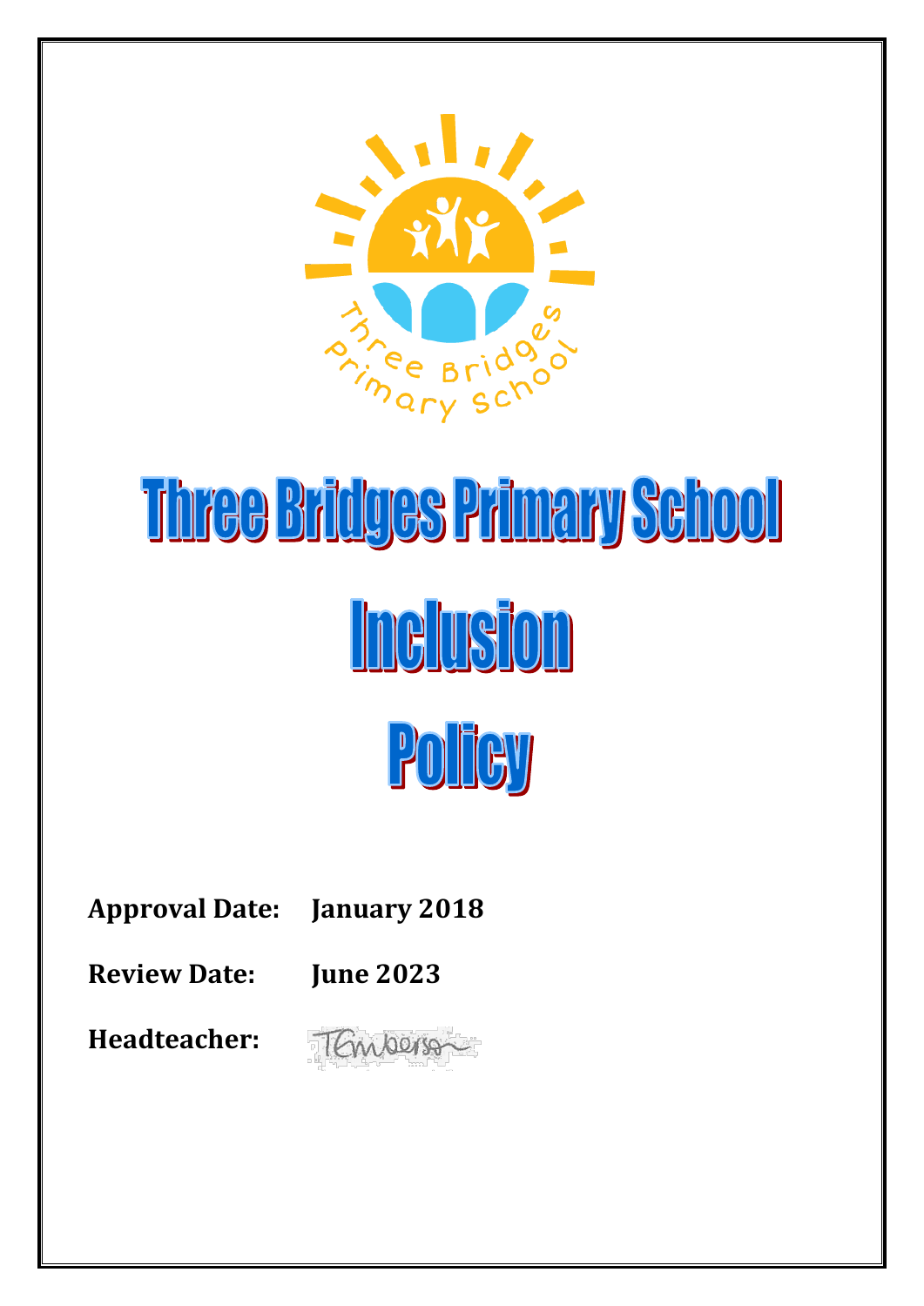# Three Bridges Primary School

# Inclusion

# Policy

**Approval Date:** **January 2018**

**Review Date:** **June 2023**

**Headteacher:**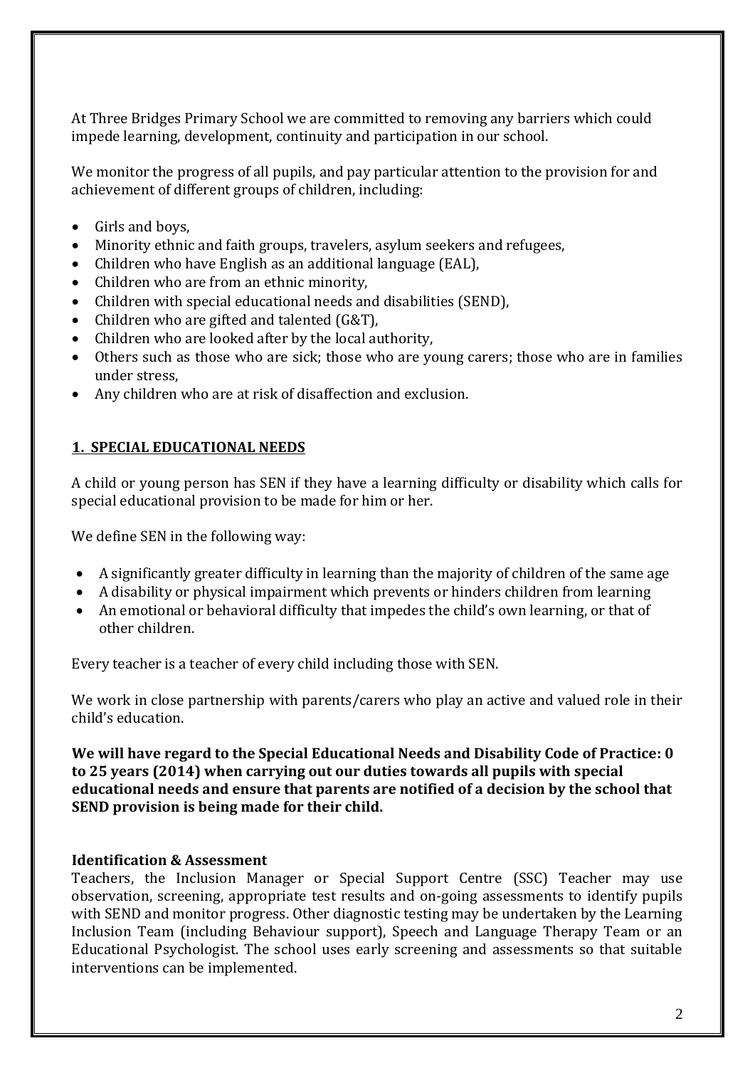At Three Bridges Primary School we are committed to removing any barriers which could impede learning, development, continuity and participation in our school.

We monitor the progress of all pupils, and pay particular attention to the provision for and achievement of different groups of children, including:

- Girls and boys,
- Minority ethnic and faith groups, travelers, asylum seekers and refugees,
- Children who have English as an additional language (EAL),
- Children who are from an ethnic minority,
- Children with special educational needs and disabilities (SEND),
- Children who are gifted and talented (G&T),
- Children who are looked after by the local authority,
- Others such as those who are sick; those who are young carers; those who are in families under stress,
- Any children who are at risk of disaffection and exclusion.

## 1. SPECIAL EDUCATIONAL NEEDS

A child or young person has SEN if they have a learning difficulty or disability which calls for special educational provision to be made for him or her.

We define SEN in the following way:

- A significantly greater difficulty in learning than the majority of children of the same age
- A disability or physical impairment which prevents or hinders children from learning
- An emotional or behavioral difficulty that impedes the child's own learning, or that of other children.

Every teacher is a teacher of every child including those with SEN.

We work in close partnership with parents/carers who play an active and valued role in their child's education.

**We will have regard to the Special Educational Needs and Disability Code of Practice: 0 to 25 years (2014) when carrying out our duties towards all pupils with special educational needs and ensure that parents are notified of a decision by the school that SEND provision is being made for their child.**

### Identification & Assessment

Teachers, the Inclusion Manager or Special Support Centre (SSC) Teacher may use observation, screening, appropriate test results and on-going assessments to identify pupils with SEND and monitor progress. Other diagnostic testing may be undertaken by the Learning Inclusion Team (including Behaviour support), Speech and Language Therapy Team or an Educational Psychologist. The school uses early screening and assessments so that suitable interventions can be implemented.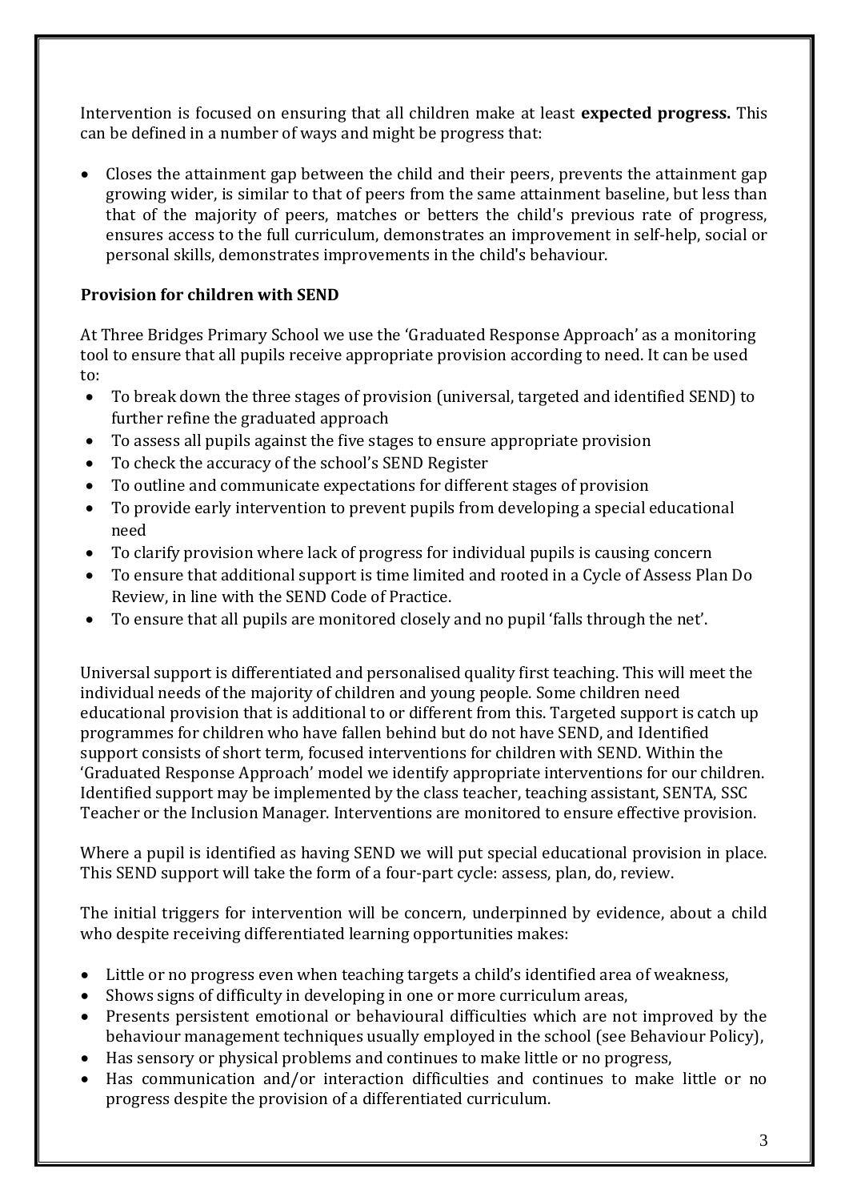Intervention is focused on ensuring that all children make at least **expected progress.** This can be defined in a number of ways and might be progress that:

- Closes the attainment gap between the child and their peers, prevents the attainment gap growing wider, is similar to that of peers from the same attainment baseline, but less than that of the majority of peers, matches or betters the child's previous rate of progress, ensures access to the full curriculum, demonstrates an improvement in self-help, social or personal skills, demonstrates improvements in the child's behaviour.

### Provision for children with SEND

At Three Bridges Primary School we use the 'Graduated Response Approach' as a monitoring tool to ensure that all pupils receive appropriate provision according to need. It can be used to:

- To break down the three stages of provision (universal, targeted and identified SEND) to further refine the graduated approach
- To assess all pupils against the five stages to ensure appropriate provision
- To check the accuracy of the school's SEND Register
- To outline and communicate expectations for different stages of provision
- To provide early intervention to prevent pupils from developing a special educational need
- To clarify provision where lack of progress for individual pupils is causing concern
- To ensure that additional support is time limited and rooted in a Cycle of Assess Plan Do Review, in line with the SEND Code of Practice.
- To ensure that all pupils are monitored closely and no pupil 'falls through the net'.

Universal support is differentiated and personalised quality first teaching. This will meet the individual needs of the majority of children and young people. Some children need educational provision that is additional to or different from this. Targeted support is catch up programmes for children who have fallen behind but do not have SEND, and Identified support consists of short term, focused interventions for children with SEND. Within the 'Graduated Response Approach' model we identify appropriate interventions for our children. Identified support may be implemented by the class teacher, teaching assistant, SENTA, SSC Teacher or the Inclusion Manager. Interventions are monitored to ensure effective provision.

Where a pupil is identified as having SEND we will put special educational provision in place. This SEND support will take the form of a four-part cycle: assess, plan, do, review.

The initial triggers for intervention will be concern, underpinned by evidence, about a child who despite receiving differentiated learning opportunities makes:

- Little or no progress even when teaching targets a child's identified area of weakness,
- Shows signs of difficulty in developing in one or more curriculum areas,
- Presents persistent emotional or behavioural difficulties which are not improved by the behaviour management techniques usually employed in the school (see Behaviour Policy),
- Has sensory or physical problems and continues to make little or no progress,
- Has communication and/or interaction difficulties and continues to make little or no progress despite the provision of a differentiated curriculum.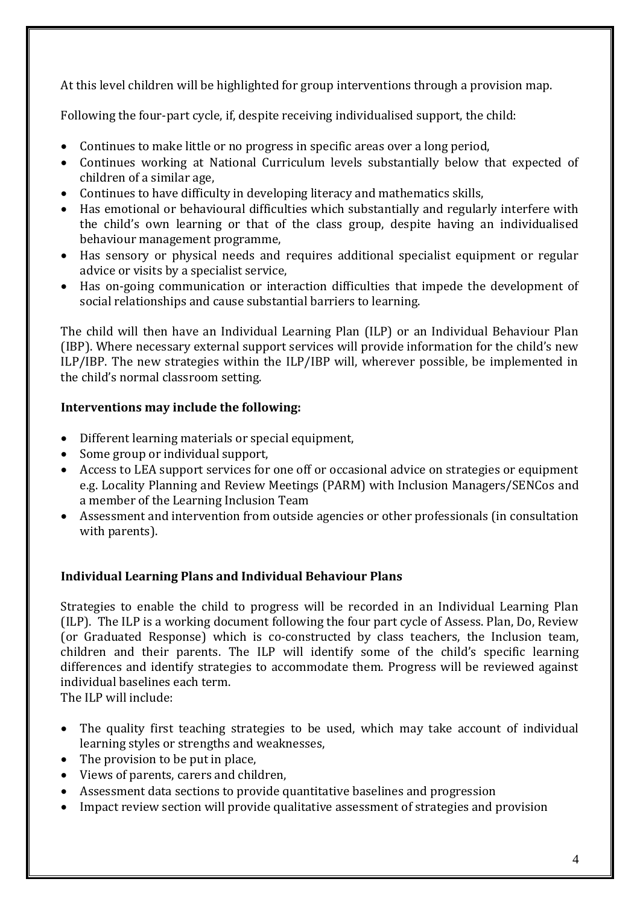At this level children will be highlighted for group interventions through a provision map.

Following the four-part cycle, if, despite receiving individualised support, the child:

- Continues to make little or no progress in specific areas over a long period,
- Continues working at National Curriculum levels substantially below that expected of children of a similar age,
- Continues to have difficulty in developing literacy and mathematics skills,
- Has emotional or behavioural difficulties which substantially and regularly interfere with the child's own learning or that of the class group, despite having an individualised behaviour management programme,
- Has sensory or physical needs and requires additional specialist equipment or regular advice or visits by a specialist service,
- Has on-going communication or interaction difficulties that impede the development of social relationships and cause substantial barriers to learning.

The child will then have an Individual Learning Plan (ILP) or an Individual Behaviour Plan (IBP). Where necessary external support services will provide information for the child's new ILP/IBP. The new strategies within the ILP/IBP will, wherever possible, be implemented in the child's normal classroom setting.

**Interventions may include the following:**

- Different learning materials or special equipment,
- Some group or individual support,
- Access to LEA support services for one off or occasional advice on strategies or equipment e.g. Locality Planning and Review Meetings (PARM) with Inclusion Managers/SENCos and a member of the Learning Inclusion Team
- Assessment and intervention from outside agencies or other professionals (in consultation with parents).

**Individual Learning Plans and Individual Behaviour Plans**

Strategies to enable the child to progress will be recorded in an Individual Learning Plan (ILP). The ILP is a working document following the four part cycle of Assess. Plan, Do, Review (or Graduated Response) which is co-constructed by class teachers, the Inclusion team, children and their parents. The ILP will identify some of the child's specific learning differences and identify strategies to accommodate them. Progress will be reviewed against individual baselines each term.
The ILP will include:

- The quality first teaching strategies to be used, which may take account of individual learning styles or strengths and weaknesses,
- The provision to be put in place,
- Views of parents, carers and children,
- Assessment data sections to provide quantitative baselines and progression
- Impact review section will provide qualitative assessment of strategies and provision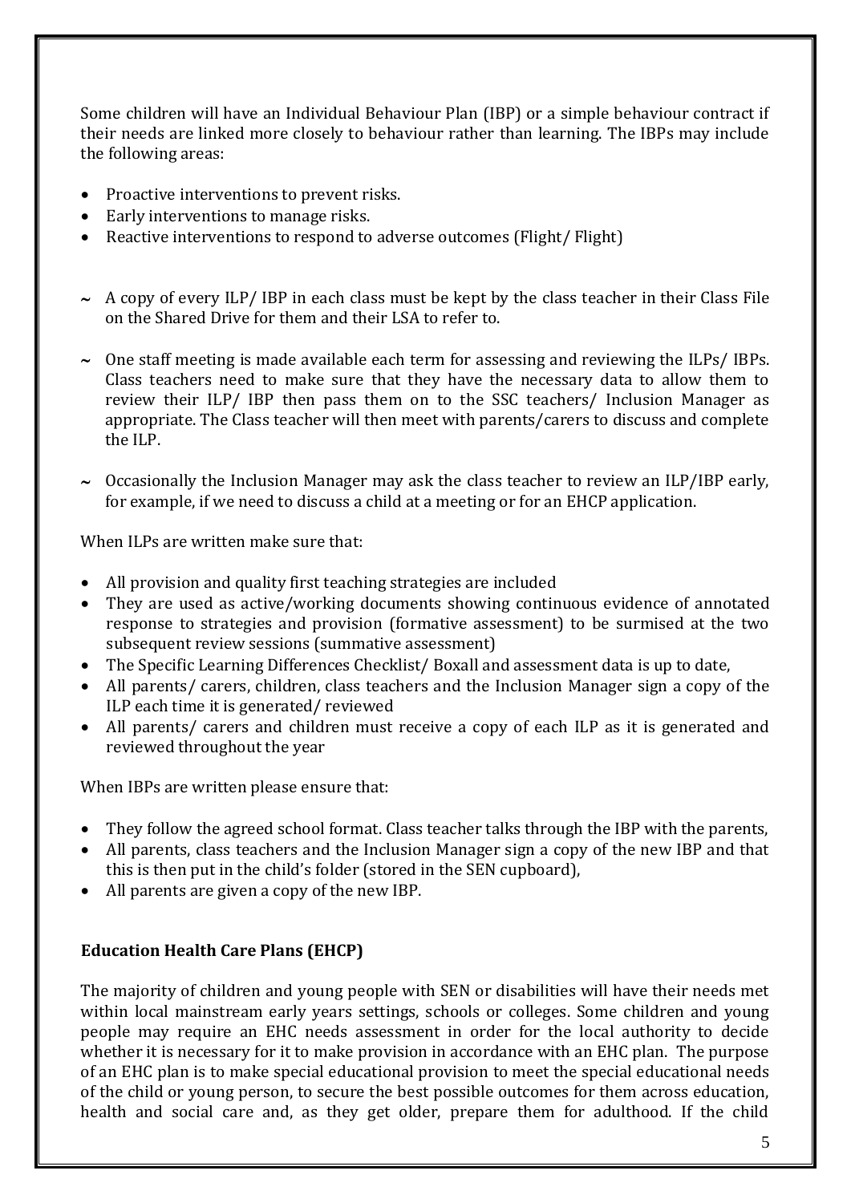Some children will have an Individual Behaviour Plan (IBP) or a simple behaviour contract if their needs are linked more closely to behaviour rather than learning. The IBPs may include the following areas:

- Proactive interventions to prevent risks.
- Early interventions to manage risks.
- Reactive interventions to respond to adverse outcomes (Flight/ Flight)

~ A copy of every ILP/ IBP in each class must be kept by the class teacher in their Class File on the Shared Drive for them and their LSA to refer to.

~ One staff meeting is made available each term for assessing and reviewing the ILPs/ IBPs. Class teachers need to make sure that they have the necessary data to allow them to review their ILP/ IBP then pass them on to the SSC teachers/ Inclusion Manager as appropriate. The Class teacher will then meet with parents/carers to discuss and complete the ILP.

~ Occasionally the Inclusion Manager may ask the class teacher to review an ILP/IBP early, for example, if we need to discuss a child at a meeting or for an EHCP application.

When ILPs are written make sure that:

- All provision and quality first teaching strategies are included
- They are used as active/working documents showing continuous evidence of annotated response to strategies and provision (formative assessment) to be surmised at the two subsequent review sessions (summative assessment)
- The Specific Learning Differences Checklist/ Boxall and assessment data is up to date,
- All parents/ carers, children, class teachers and the Inclusion Manager sign a copy of the ILP each time it is generated/ reviewed
- All parents/ carers and children must receive a copy of each ILP as it is generated and reviewed throughout the year

When IBPs are written please ensure that:

- They follow the agreed school format. Class teacher talks through the IBP with the parents,
- All parents, class teachers and the Inclusion Manager sign a copy of the new IBP and that this is then put in the child's folder (stored in the SEN cupboard),
- All parents are given a copy of the new IBP.

**Education Health Care Plans (EHCP)**

The majority of children and young people with SEN or disabilities will have their needs met within local mainstream early years settings, schools or colleges. Some children and young people may require an EHC needs assessment in order for the local authority to decide whether it is necessary for it to make provision in accordance with an EHC plan. The purpose of an EHC plan is to make special educational provision to meet the special educational needs of the child or young person, to secure the best possible outcomes for them across education, health and social care and, as they get older, prepare them for adulthood. If the child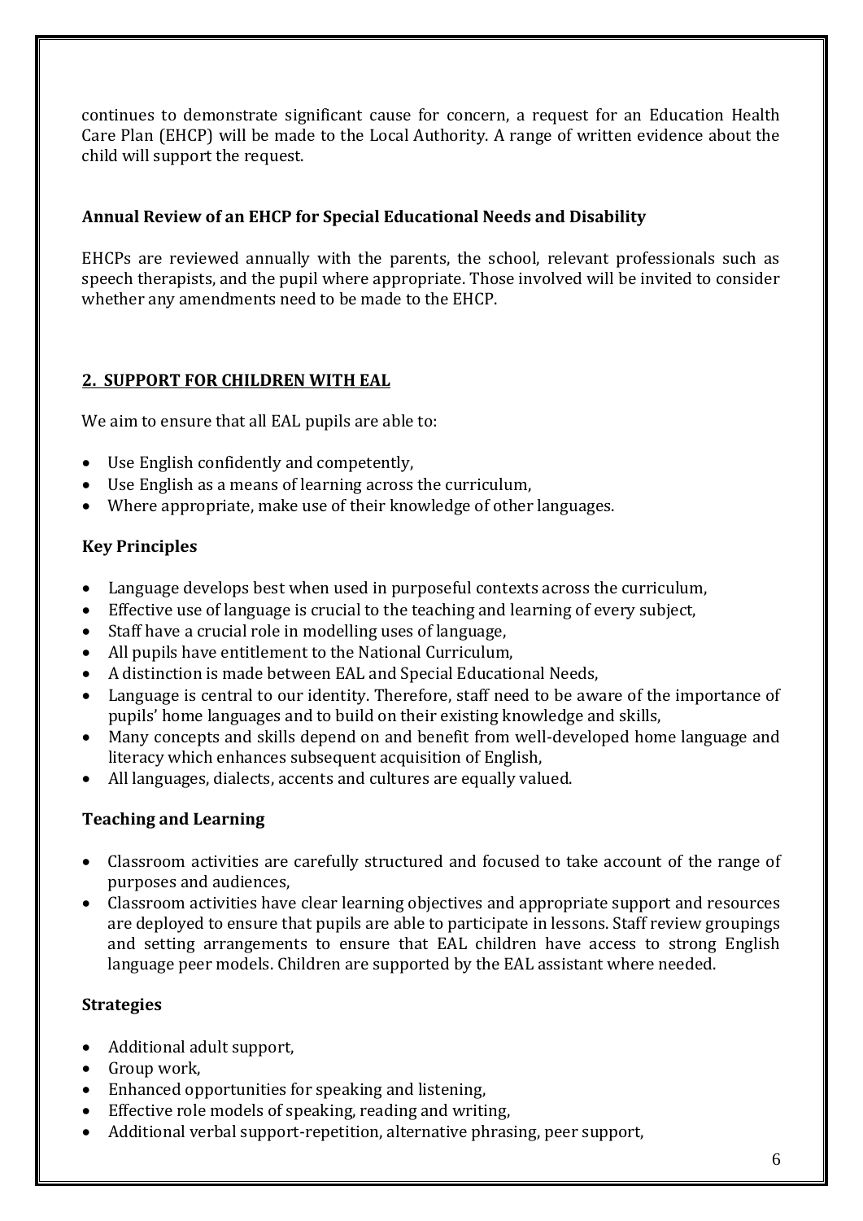continues to demonstrate significant cause for concern, a request for an Education Health Care Plan (EHCP) will be made to the Local Authority. A range of written evidence about the child will support the request.

### Annual Review of an EHCP for Special Educational Needs and Disability

EHCPs are reviewed annually with the parents, the school, relevant professionals such as speech therapists, and the pupil where appropriate. Those involved will be invited to consider whether any amendments need to be made to the EHCP.

## 2. SUPPORT FOR CHILDREN WITH EAL

We aim to ensure that all EAL pupils are able to:

- Use English confidently and competently,
- Use English as a means of learning across the curriculum,
- Where appropriate, make use of their knowledge of other languages.

### Key Principles

- Language develops best when used in purposeful contexts across the curriculum,
- Effective use of language is crucial to the teaching and learning of every subject,
- Staff have a crucial role in modelling uses of language,
- All pupils have entitlement to the National Curriculum,
- A distinction is made between EAL and Special Educational Needs,
- Language is central to our identity. Therefore, staff need to be aware of the importance of pupils' home languages and to build on their existing knowledge and skills,
- Many concepts and skills depend on and benefit from well-developed home language and literacy which enhances subsequent acquisition of English,
- All languages, dialects, accents and cultures are equally valued.

### Teaching and Learning

- Classroom activities are carefully structured and focused to take account of the range of purposes and audiences,
- Classroom activities have clear learning objectives and appropriate support and resources are deployed to ensure that pupils are able to participate in lessons. Staff review groupings and setting arrangements to ensure that EAL children have access to strong English language peer models. Children are supported by the EAL assistant where needed.

### Strategies

- Additional adult support,
- Group work,
- Enhanced opportunities for speaking and listening,
- Effective role models of speaking, reading and writing,
- Additional verbal support-repetition, alternative phrasing, peer support,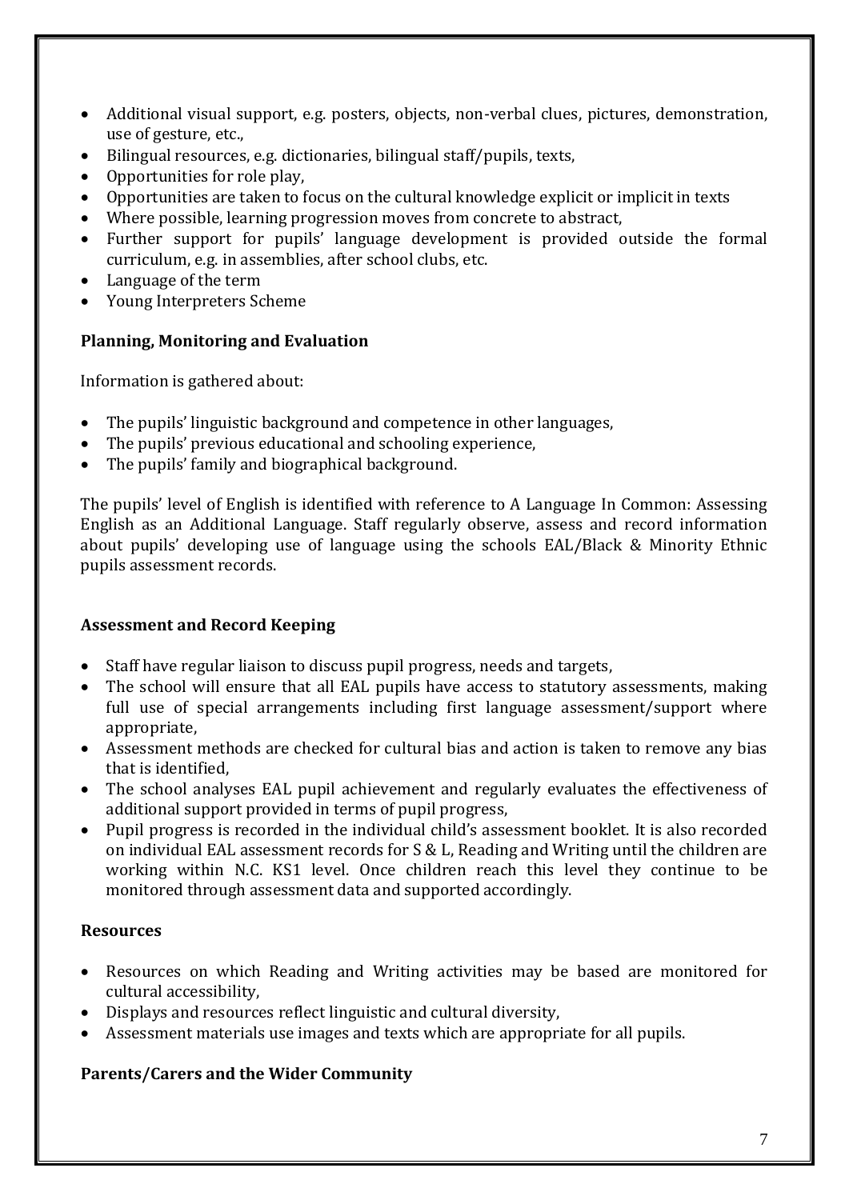- Additional visual support, e.g. posters, objects, non-verbal clues, pictures, demonstration, use of gesture, etc.,
- Bilingual resources, e.g. dictionaries, bilingual staff/pupils, texts,
- Opportunities for role play,
- Opportunities are taken to focus on the cultural knowledge explicit or implicit in texts
- Where possible, learning progression moves from concrete to abstract,
- Further support for pupils' language development is provided outside the formal curriculum, e.g. in assemblies, after school clubs, etc.
- Language of the term
- Young Interpreters Scheme

**Planning, Monitoring and Evaluation**

Information is gathered about:

- The pupils' linguistic background and competence in other languages,
- The pupils' previous educational and schooling experience,
- The pupils' family and biographical background.

The pupils' level of English is identified with reference to A Language In Common: Assessing English as an Additional Language. Staff regularly observe, assess and record information about pupils' developing use of language using the schools EAL/Black & Minority Ethnic pupils assessment records.

**Assessment and Record Keeping**

- Staff have regular liaison to discuss pupil progress, needs and targets,
- The school will ensure that all EAL pupils have access to statutory assessments, making full use of special arrangements including first language assessment/support where appropriate,
- Assessment methods are checked for cultural bias and action is taken to remove any bias that is identified,
- The school analyses EAL pupil achievement and regularly evaluates the effectiveness of additional support provided in terms of pupil progress,
- Pupil progress is recorded in the individual child's assessment booklet. It is also recorded on individual EAL assessment records for S & L, Reading and Writing until the children are working within N.C. KS1 level. Once children reach this level they continue to be monitored through assessment data and supported accordingly.

**Resources**

- Resources on which Reading and Writing activities may be based are monitored for cultural accessibility,
- Displays and resources reflect linguistic and cultural diversity,
- Assessment materials use images and texts which are appropriate for all pupils.

**Parents/Carers and the Wider Community**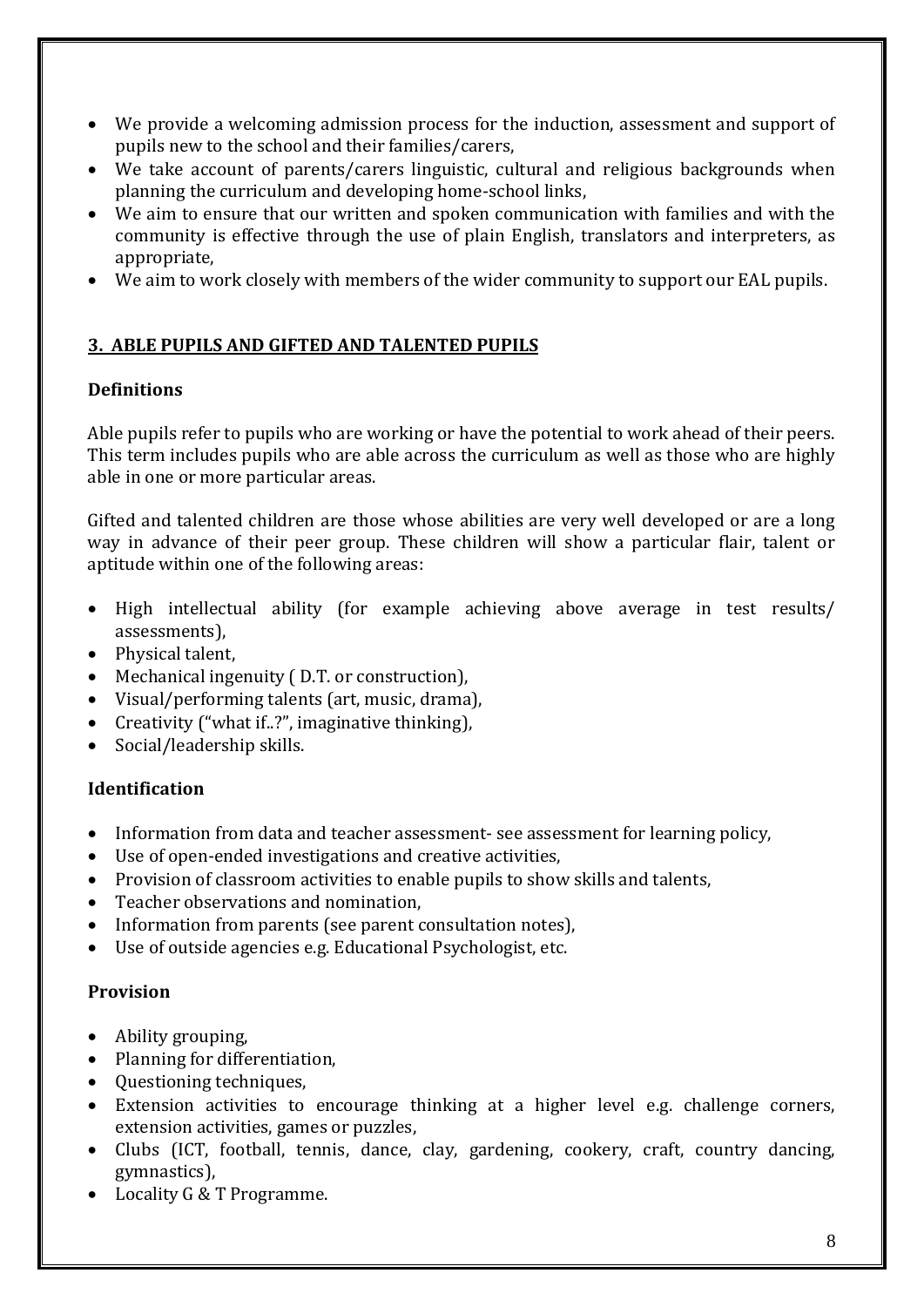- We provide a welcoming admission process for the induction, assessment and support of pupils new to the school and their families/carers,
- We take account of parents/carers linguistic, cultural and religious backgrounds when planning the curriculum and developing home-school links,
- We aim to ensure that our written and spoken communication with families and with the community is effective through the use of plain English, translators and interpreters, as appropriate,
- We aim to work closely with members of the wider community to support our EAL pupils.

## 3. ABLE PUPILS AND GIFTED AND TALENTED PUPILS

### Definitions

Able pupils refer to pupils who are working or have the potential to work ahead of their peers. This term includes pupils who are able across the curriculum as well as those who are highly able in one or more particular areas.

Gifted and talented children are those whose abilities are very well developed or are a long way in advance of their peer group. These children will show a particular flair, talent or aptitude within one of the following areas:

- High intellectual ability (for example achieving above average in test results/ assessments),
- Physical talent,
- Mechanical ingenuity ( D.T. or construction),
- Visual/performing talents (art, music, drama),
- Creativity ("what if..?", imaginative thinking),
- Social/leadership skills.

### Identification

- Information from data and teacher assessment- see assessment for learning policy,
- Use of open-ended investigations and creative activities,
- Provision of classroom activities to enable pupils to show skills and talents,
- Teacher observations and nomination,
- Information from parents (see parent consultation notes),
- Use of outside agencies e.g. Educational Psychologist, etc.

### Provision

- Ability grouping,
- Planning for differentiation,
- Questioning techniques,
- Extension activities to encourage thinking at a higher level e.g. challenge corners, extension activities, games or puzzles,
- Clubs (ICT, football, tennis, dance, clay, gardening, cookery, craft, country dancing, gymnastics),
- Locality G & T Programme.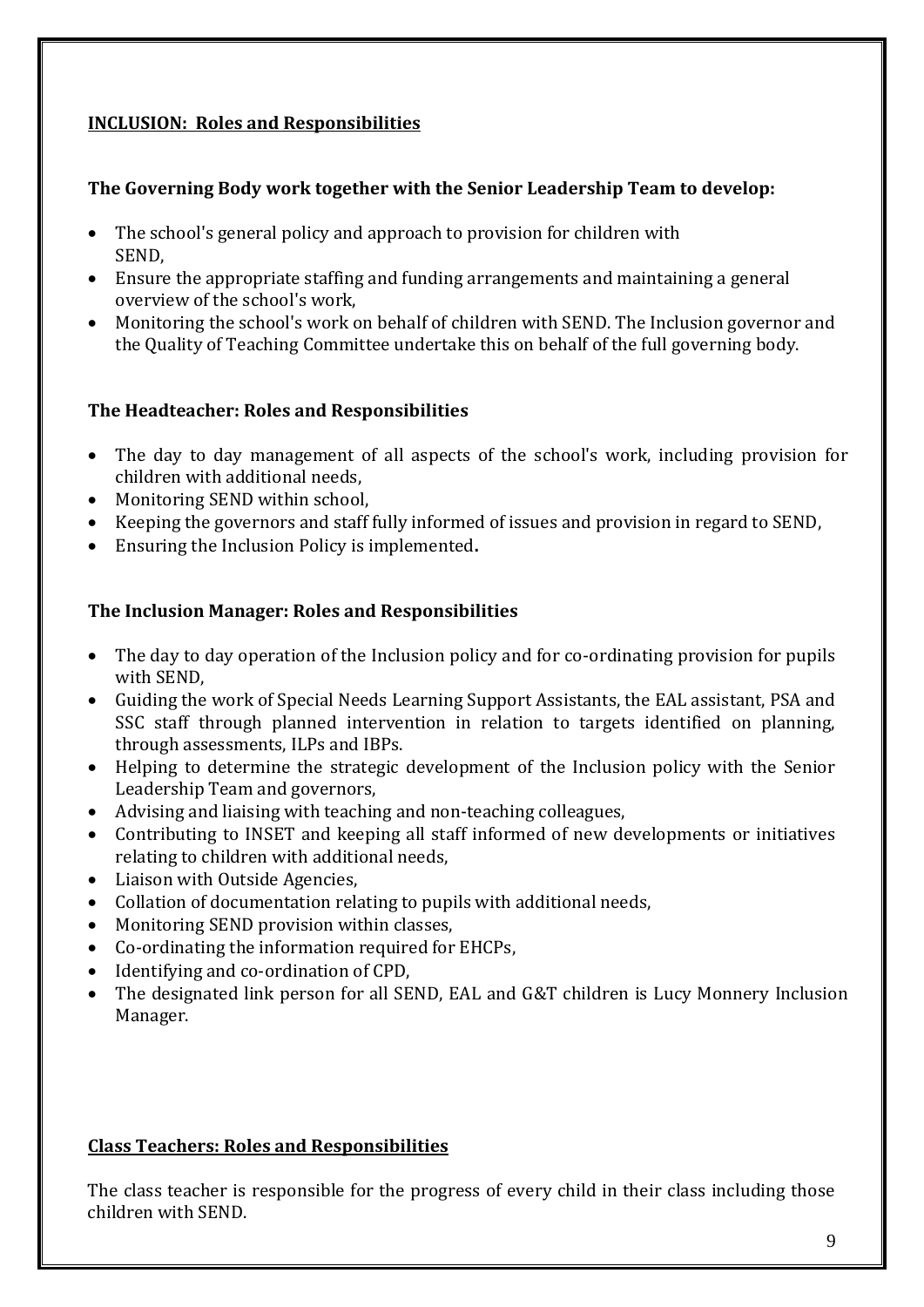## INCLUSION: Roles and Responsibilities

### The Governing Body work together with the Senior Leadership Team to develop:

- The school's general policy and approach to provision for children with SEND,
- Ensure the appropriate staffing and funding arrangements and maintaining a general overview of the school's work,
- Monitoring the school's work on behalf of children with SEND. The Inclusion governor and the Quality of Teaching Committee undertake this on behalf of the full governing body.

### The Headteacher: Roles and Responsibilities

- The day to day management of all aspects of the school's work, including provision for children with additional needs,
- Monitoring SEND within school,
- Keeping the governors and staff fully informed of issues and provision in regard to SEND,
- Ensuring the Inclusion Policy is implemented**.**

### The Inclusion Manager: Roles and Responsibilities

- The day to day operation of the Inclusion policy and for co-ordinating provision for pupils with SEND,
- Guiding the work of Special Needs Learning Support Assistants, the EAL assistant, PSA and SSC staff through planned intervention in relation to targets identified on planning, through assessments, ILPs and IBPs.
- Helping to determine the strategic development of the Inclusion policy with the Senior Leadership Team and governors,
- Advising and liaising with teaching and non-teaching colleagues,
- Contributing to INSET and keeping all staff informed of new developments or initiatives relating to children with additional needs,
- Liaison with Outside Agencies,
- Collation of documentation relating to pupils with additional needs,
- Monitoring SEND provision within classes,
- Co-ordinating the information required for EHCPs,
- Identifying and co-ordination of CPD,
- The designated link person for all SEND, EAL and G&T children is Lucy Monnery Inclusion Manager.

## Class Teachers: Roles and Responsibilities

The class teacher is responsible for the progress of every child in their class including those children with SEND.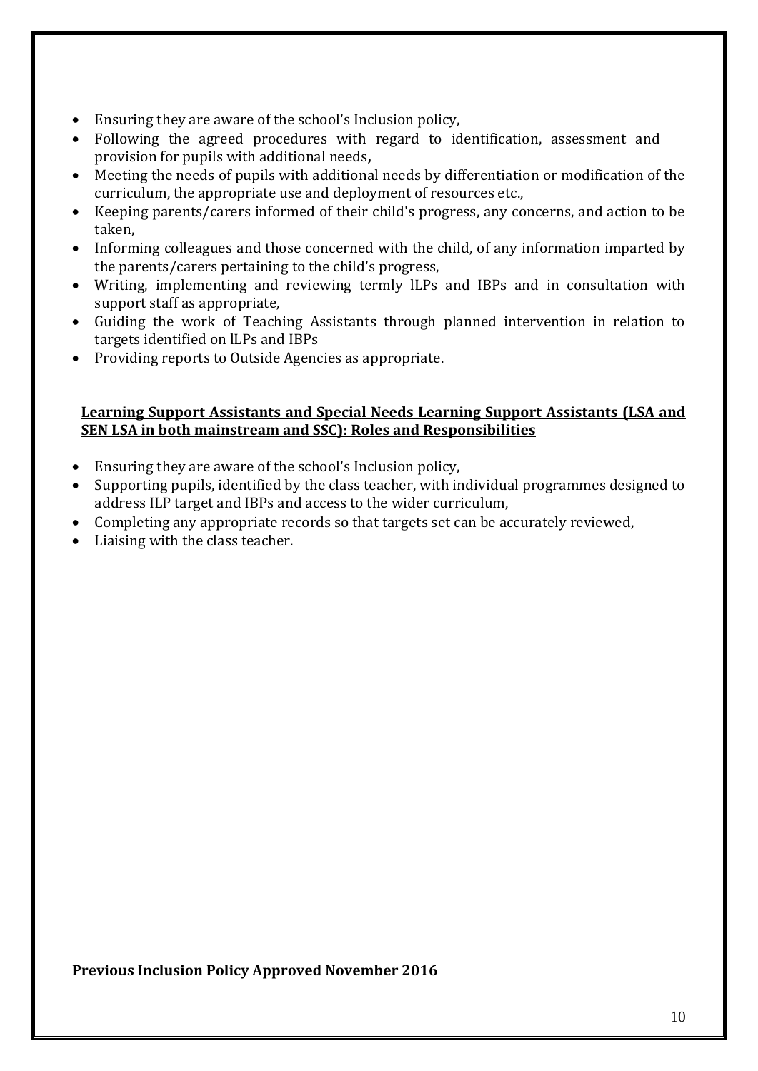- Ensuring they are aware of the school's Inclusion policy,
- Following the agreed procedures with regard to identification, assessment and provision for pupils with additional needs**,**
- Meeting the needs of pupils with additional needs by differentiation or modification of the curriculum, the appropriate use and deployment of resources etc.,
- Keeping parents/carers informed of their child's progress, any concerns, and action to be taken,
- Informing colleagues and those concerned with the child, of any information imparted by the parents/carers pertaining to the child's progress,
- Writing, implementing and reviewing termly lLPs and IBPs and in consultation with support staff as appropriate,
- Guiding the work of Teaching Assistants through planned intervention in relation to targets identified on lLPs and IBPs
- Providing reports to Outside Agencies as appropriate.

**Learning Support Assistants and Special Needs Learning Support Assistants (LSA and SEN LSA in both mainstream and SSC): Roles and Responsibilities**

- Ensuring they are aware of the school's Inclusion policy,
- Supporting pupils, identified by the class teacher, with individual programmes designed to address ILP target and IBPs and access to the wider curriculum,
- Completing any appropriate records so that targets set can be accurately reviewed,
- Liaising with the class teacher.

**Previous Inclusion Policy Approved November 2016**